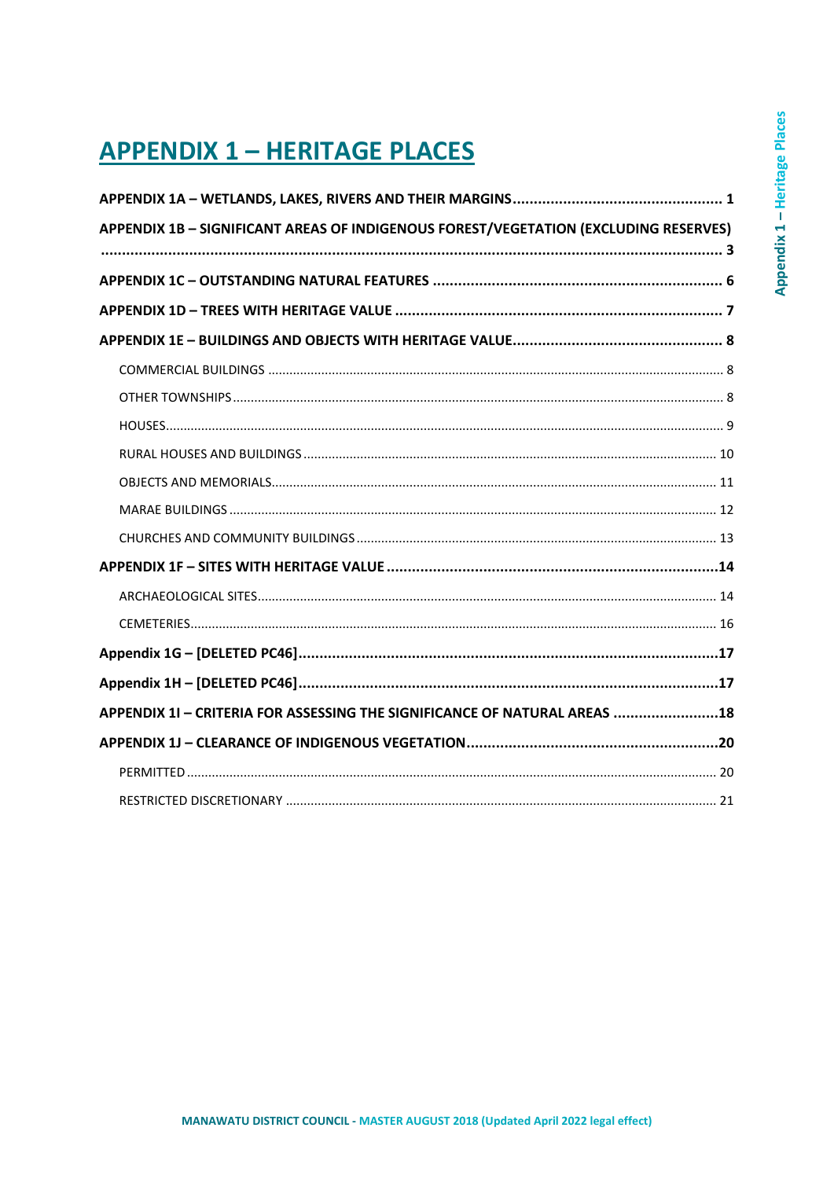# APPENDIX 1 – HERITAGE PLACES

**APPENDIX 1A – WETLANDS, LAKES, RIVERS AND THEIR MARGINS** .......... **1**

**APPENDIX 1B – SIGNIFICANT AREAS OF INDIGENOUS FOREST/VEGETATION (EXCLUDING RESERVES)** .......... **3**

**APPENDIX 1C – OUTSTANDING NATURAL FEATURES** .......... **6**

**APPENDIX 1D – TREES WITH HERITAGE VALUE** .......... **7**

**APPENDIX 1E – BUILDINGS AND OBJECTS WITH HERITAGE VALUE** .......... **8**

- COMMERCIAL BUILDINGS .......... 8
- OTHER TOWNSHIPS .......... 8
- HOUSES .......... 9
- RURAL HOUSES AND BUILDINGS .......... 10
- OBJECTS AND MEMORIALS .......... 11
- MARAE BUILDINGS .......... 12
- CHURCHES AND COMMUNITY BUILDINGS .......... 13

**APPENDIX 1F – SITES WITH HERITAGE VALUE** .......... **14**

- ARCHAEOLOGICAL SITES .......... 14
- CEMETERIES .......... 16

**Appendix 1G – [DELETED PC46]** .......... **17**

**Appendix 1H – [DELETED PC46]** .......... **17**

**APPENDIX 1I – CRITERIA FOR ASSESSING THE SIGNIFICANCE OF NATURAL AREAS** .......... **18**

**APPENDIX 1J – CLEARANCE OF INDIGENOUS VEGETATION** .......... **20**

- PERMITTED .......... 20
- RESTRICTED DISCRETIONARY .......... 21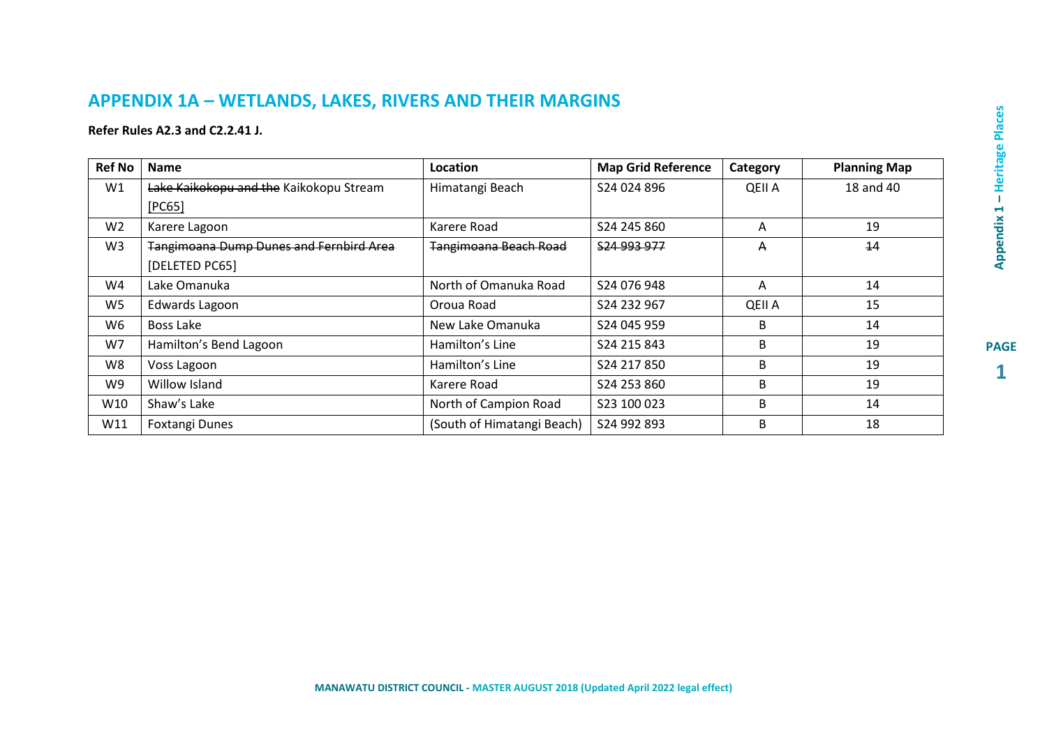## APPENDIX 1A – WETLANDS, LAKES, RIVERS AND THEIR MARGINS

**Refer Rules A2.3 and C2.2.41 J.**

| Ref No | Name | Location | Map Grid Reference | Category | Planning Map |
|---|---|---|---|---|---|
| W1 | ~~Lake Kaikokopu and the~~ Kaikokopu Stream [PC65] | Himatangi Beach | S24 024 896 | QEII A | 18 and 40 |
| W2 | Karere Lagoon | Karere Road | S24 245 860 | A | 19 |
| W3 | ~~Tangimoana Dump Dunes and Fernbird Area~~ [DELETED PC65] | ~~Tangimoana Beach Road~~ | ~~S24 993 977~~ | ~~A~~ | ~~14~~ |
| W4 | Lake Omanuka | North of Omanuka Road | S24 076 948 | A | 14 |
| W5 | Edwards Lagoon | Oroua Road | S24 232 967 | QEII A | 15 |
| W6 | Boss Lake | New Lake Omanuka | S24 045 959 | B | 14 |
| W7 | Hamilton's Bend Lagoon | Hamilton's Line | S24 215 843 | B | 19 |
| W8 | Voss Lagoon | Hamilton's Line | S24 217 850 | B | 19 |
| W9 | Willow Island | Karere Road | S24 253 860 | B | 19 |
| W10 | Shaw's Lake | North of Campion Road | S23 100 023 | B | 14 |
| W11 | Foxtangi Dunes | (South of Himatangi Beach) | S24 992 893 | B | 18 |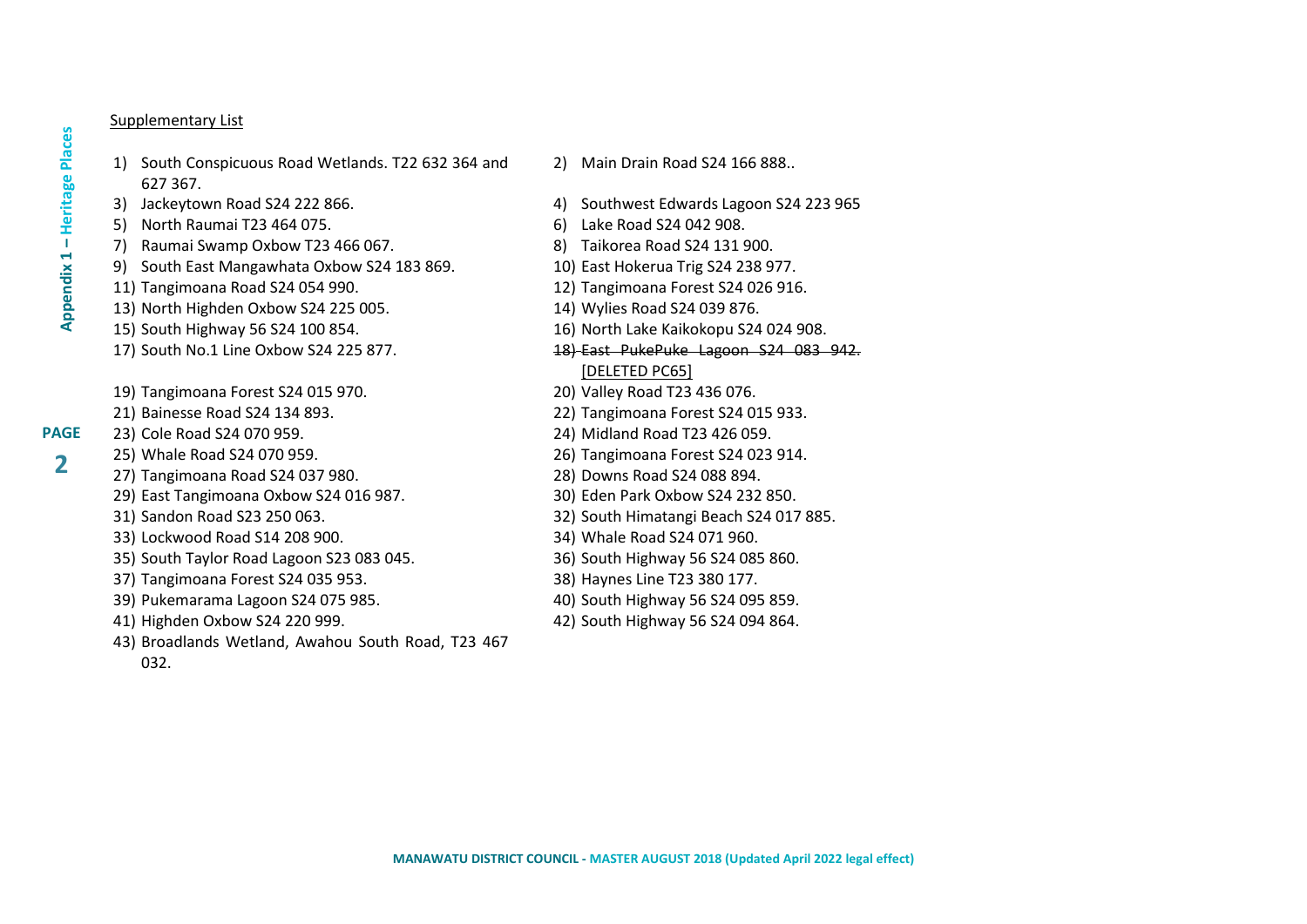Supplementary List

1) South Conspicuous Road Wetlands. T22 632 364 and 627 367.
2) Main Drain Road S24 166 888..
3) Jackeytown Road S24 222 866.
4) Southwest Edwards Lagoon S24 223 965
5) North Raumai T23 464 075.
6) Lake Road S24 042 908.
7) Raumai Swamp Oxbow T23 466 067.
8) Taikorea Road S24 131 900.
9) South East Mangawhata Oxbow S24 183 869.
10) East Hokerua Trig S24 238 977.
11) Tangimoana Road S24 054 990.
12) Tangimoana Forest S24 026 916.
13) North Highden Oxbow S24 225 005.
14) Wylies Road S24 039 876.
15) South Highway 56 S24 100 854.
16) North Lake Kaikokopu S24 024 908.
17) South No.1 Line Oxbow S24 225 877.
18) ~~East PukePuke Lagoon S24 083 942.~~ [DELETED PC65]
19) Tangimoana Forest S24 015 970.
20) Valley Road T23 436 076.
21) Bainesse Road S24 134 893.
22) Tangimoana Forest S24 015 933.
23) Cole Road S24 070 959.
24) Midland Road T23 426 059.
25) Whale Road S24 070 959.
26) Tangimoana Forest S24 023 914.
27) Tangimoana Road S24 037 980.
28) Downs Road S24 088 894.
29) East Tangimoana Oxbow S24 016 987.
30) Eden Park Oxbow S24 232 850.
31) Sandon Road S23 250 063.
32) South Himatangi Beach S24 017 885.
33) Lockwood Road S14 208 900.
34) Whale Road S24 071 960.
35) South Taylor Road Lagoon S23 083 045.
36) South Highway 56 S24 085 860.
37) Tangimoana Forest S24 035 953.
38) Haynes Line T23 380 177.
39) Pukemarama Lagoon S24 075 985.
40) South Highway 56 S24 095 859.
41) Highden Oxbow S24 220 999.
42) South Highway 56 S24 094 864.
43) Broadlands Wetland, Awahou South Road, T23 467 032.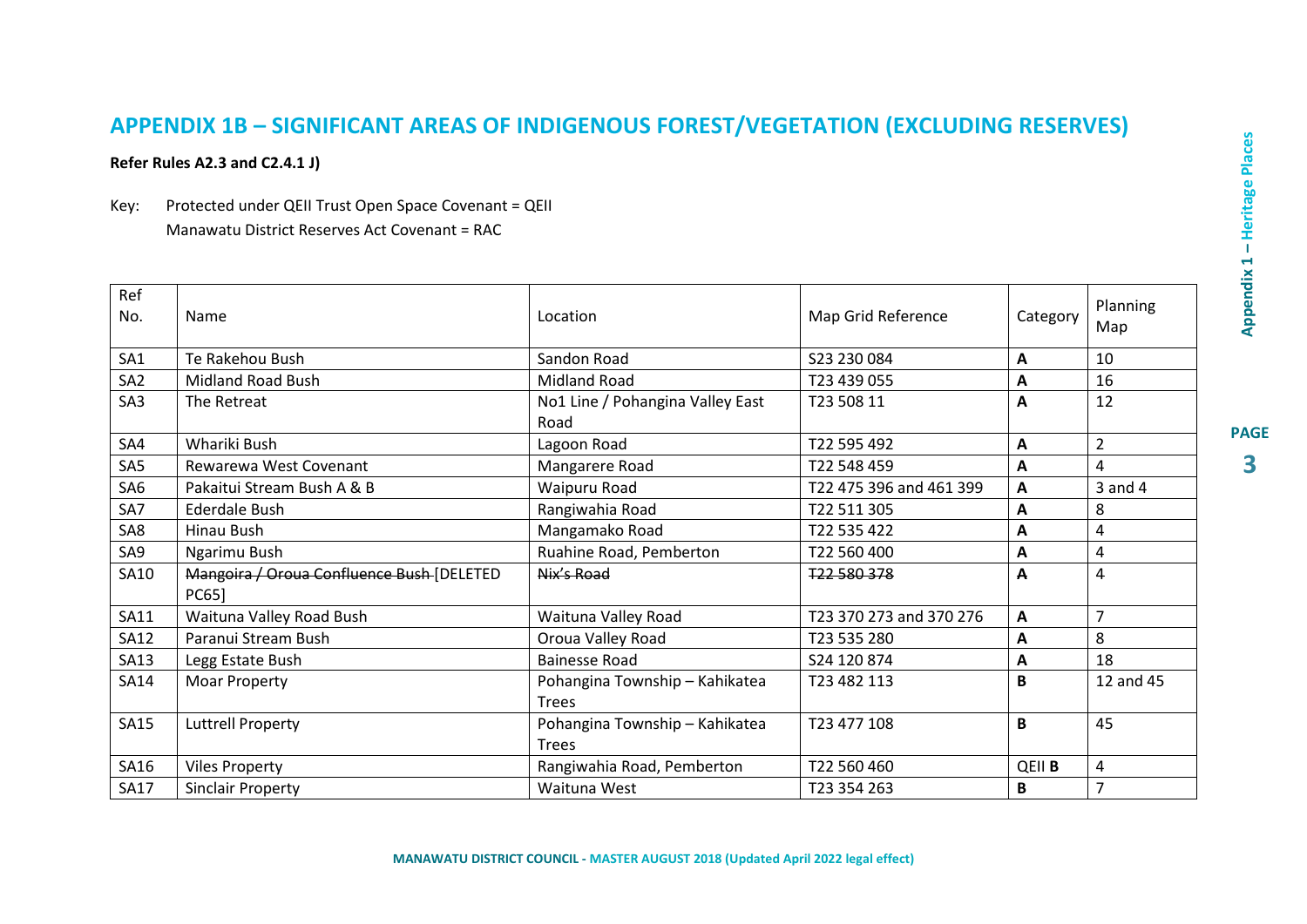# APPENDIX 1B – SIGNIFICANT AREAS OF INDIGENOUS FOREST/VEGETATION (EXCLUDING RESERVES)

**Refer Rules A2.3 and C2.4.1 J)**

Key: Protected under QEII Trust Open Space Covenant = QEII
Manawatu District Reserves Act Covenant = RAC

| Ref No. | Name | Location | Map Grid Reference | Category | Planning Map |
|---|---|---|---|---|---|
| SA1 | Te Rakehou Bush | Sandon Road | S23 230 084 | **A** | 10 |
| SA2 | Midland Road Bush | Midland Road | T23 439 055 | **A** | 16 |
| SA3 | The Retreat | No1 Line / Pohangina Valley East Road | T23 508 11 | **A** | 12 |
| SA4 | Whariki Bush | Lagoon Road | T22 595 492 | **A** | 2 |
| SA5 | Rewarewa West Covenant | Mangarere Road | T22 548 459 | **A** | 4 |
| SA6 | Pakaitui Stream Bush A & B | Waipuru Road | T22 475 396 and 461 399 | **A** | 3 and 4 |
| SA7 | Ederdale Bush | Rangiwahia Road | T22 511 305 | **A** | 8 |
| SA8 | Hinau Bush | Mangamako Road | T22 535 422 | **A** | 4 |
| SA9 | Ngarimu Bush | Ruahine Road, Pemberton | T22 560 400 | **A** | 4 |
| SA10 | ~~Mangoira / Oroua Confluence Bush~~ [DELETED PC65] | ~~Nix's Road~~ | ~~T22 580 378~~ | ~~**A**~~ | 4 |
| SA11 | Waituna Valley Road Bush | Waituna Valley Road | T23 370 273 and 370 276 | **A** | 7 |
| SA12 | Paranui Stream Bush | Oroua Valley Road | T23 535 280 | **A** | 8 |
| SA13 | Legg Estate Bush | Bainesse Road | S24 120 874 | **A** | 18 |
| SA14 | Moar Property | Pohangina Township – Kahikatea Trees | T23 482 113 | **B** | 12 and 45 |
| SA15 | Luttrell Property | Pohangina Township – Kahikatea Trees | T23 477 108 | **B** | 45 |
| SA16 | Viles Property | Rangiwahia Road, Pemberton | T22 560 460 | QEII **B** | 4 |
| SA17 | Sinclair Property | Waituna West | T23 354 263 | **B** | 7 |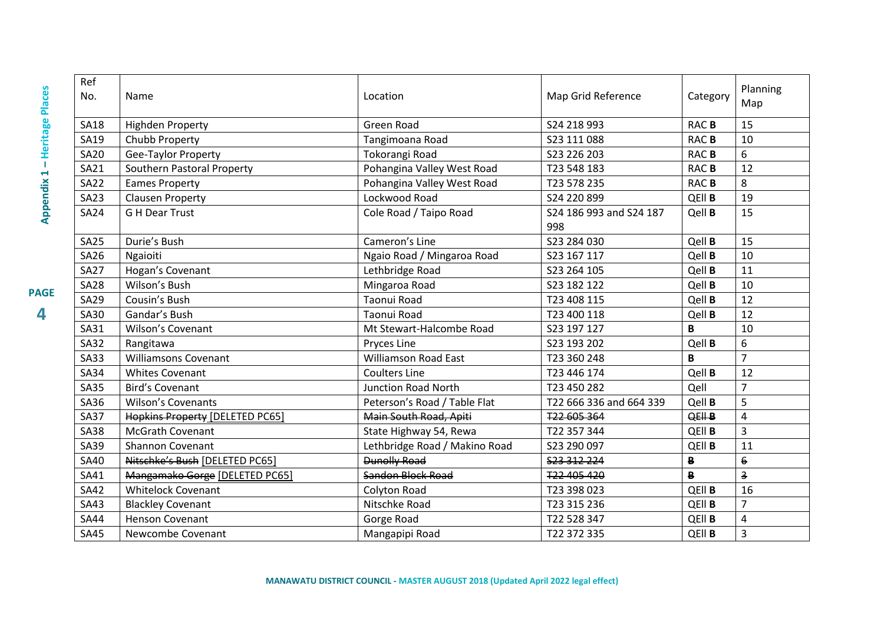| Ref No. | Name | Location | Map Grid Reference | Category | Planning Map |
|---|---|---|---|---|---|
| SA18 | Highden Property | Green Road | S24 218 993 | RAC **B** | 15 |
| SA19 | Chubb Property | Tangimoana Road | S23 111 088 | RAC **B** | 10 |
| SA20 | Gee-Taylor Property | Tokorangi Road | S23 226 203 | RAC **B** | 6 |
| SA21 | Southern Pastoral Property | Pohangina Valley West Road | T23 548 183 | RAC **B** | 12 |
| SA22 | Eames Property | Pohangina Valley West Road | T23 578 235 | RAC **B** | 8 |
| SA23 | Clausen Property | Lockwood Road | S24 220 899 | QEII **B** | 19 |
| SA24 | G H Dear Trust | Cole Road / Taipo Road | S24 186 993 and S24 187 998 | Qell **B** | 15 |
| SA25 | Durie's Bush | Cameron's Line | S23 284 030 | Qell **B** | 15 |
| SA26 | Ngaioiti | Ngaio Road / Mingaroa Road | S23 167 117 | Qell **B** | 10 |
| SA27 | Hogan's Covenant | Lethbridge Road | S23 264 105 | Qell **B** | 11 |
| SA28 | Wilson's Bush | Mingaroa Road | S23 182 122 | Qell **B** | 10 |
| SA29 | Cousin's Bush | Taonui Road | T23 408 115 | Qell **B** | 12 |
| SA30 | Gandar's Bush | Taonui Road | T23 400 118 | Qell **B** | 12 |
| SA31 | Wilson's Covenant | Mt Stewart-Halcombe Road | S23 197 127 | **B** | 10 |
| SA32 | Rangitawa | Pryces Line | S23 193 202 | Qell **B** | 6 |
| SA33 | Williamsons Covenant | Williamson Road East | T23 360 248 | **B** | 7 |
| SA34 | Whites Covenant | Coulters Line | T23 446 174 | Qell **B** | 12 |
| SA35 | Bird's Covenant | Junction Road North | T23 450 282 | Qell | 7 |
| SA36 | Wilson's Covenants | Peterson's Road / Table Flat | T22 666 336 and 664 339 | Qell **B** | 5 |
| SA37 | ~~Hopkins Property~~ [DELETED PC65] | ~~Main South Road, Apiti~~ | ~~T22 605 364~~ | ~~QEII **B**~~ | ~~4~~ |
| SA38 | McGrath Covenant | State Highway 54, Rewa | T22 357 344 | QEII **B** | 3 |
| SA39 | Shannon Covenant | Lethbridge Road / Makino Road | S23 290 097 | QEII **B** | 11 |
| SA40 | ~~Nitschke's Bush~~ [DELETED PC65] | ~~Dunolly Road~~ | ~~S23 312 224~~ | ~~**B**~~ | ~~6~~ |
| SA41 | ~~Mangamako Gorge~~ [DELETED PC65] | ~~Sandon Block Road~~ | ~~T22 405 420~~ | ~~**B**~~ | ~~3~~ |
| SA42 | Whitelock Covenant | Colyton Road | T23 398 023 | QEII **B** | 16 |
| SA43 | Blackley Covenant | Nitschke Road | T23 315 236 | QEII **B** | 7 |
| SA44 | Henson Covenant | Gorge Road | T22 528 347 | QEII **B** | 4 |
| SA45 | Newcombe Covenant | Mangapipi Road | T22 372 335 | QEII **B** | 3 |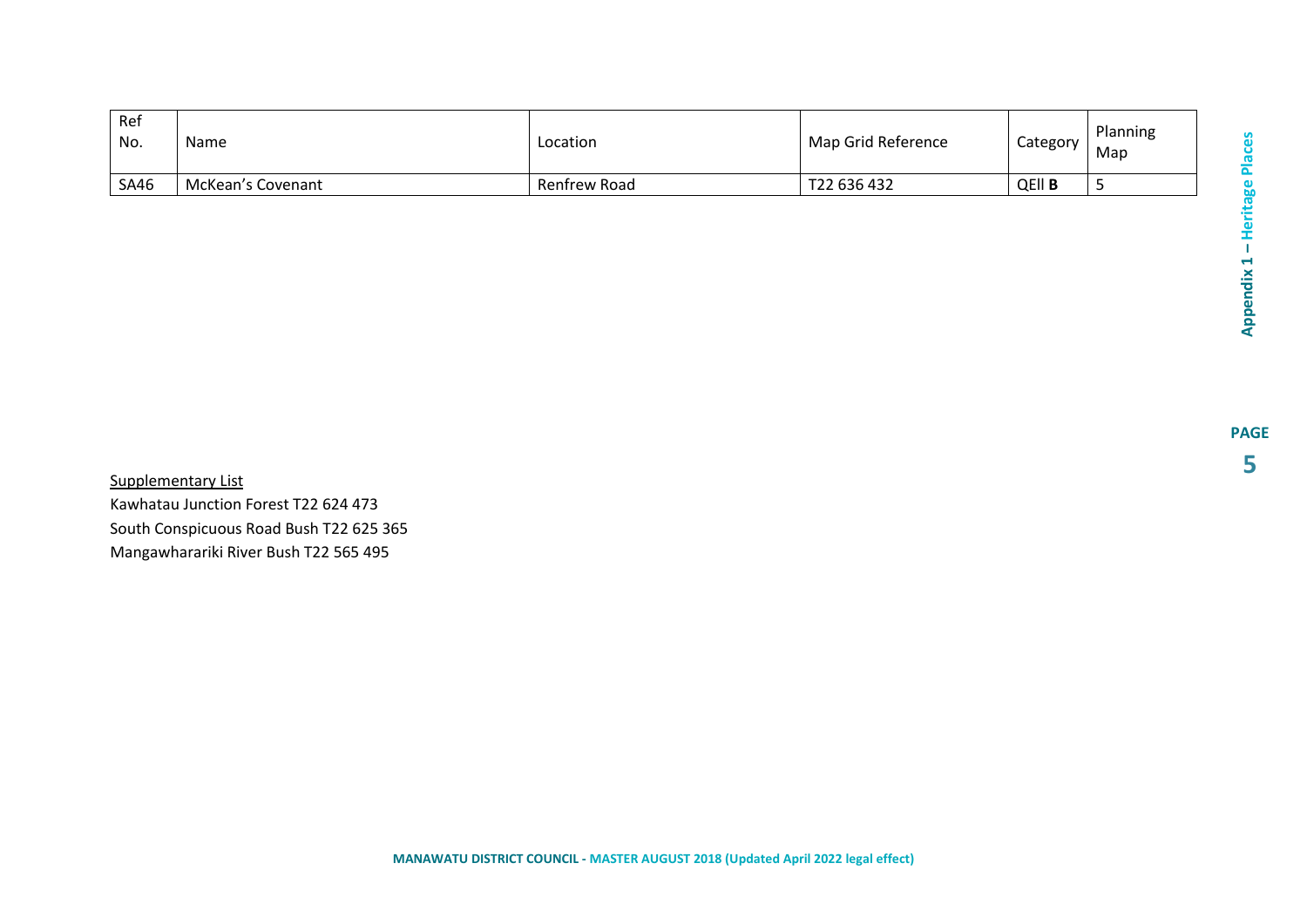| Ref No. | Name | Location | Map Grid Reference | Category | Planning Map |
|---|---|---|---|---|---|
| SA46 | McKean’s Covenant | Renfrew Road | T22 636 432 | QEII **B** | 5 |

Supplementary List

Kawhatau Junction Forest T22 624 473

South Conspicuous Road Bush T22 625 365

Mangawhararariki River Bush T22 565 495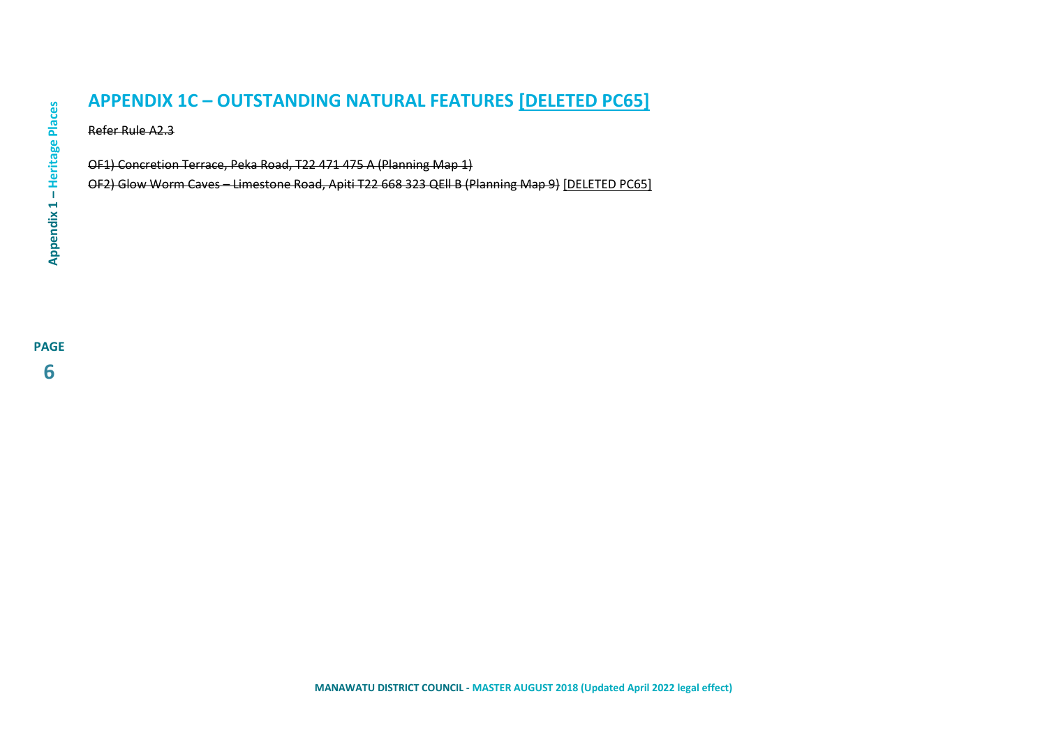# APPENDIX 1C – OUTSTANDING NATURAL FEATURES <u>[DELETED PC65]</u>

~~Refer Rule A2.3~~

~~OF1) Concretion Terrace, Peka Road, T22 471 475 A (Planning Map 1)~~

~~OF2) Glow Worm Caves – Limestone Road, Apiti T22 668 323 QEll B (Planning Map 9)~~ <u>[DELETED PC65]</u>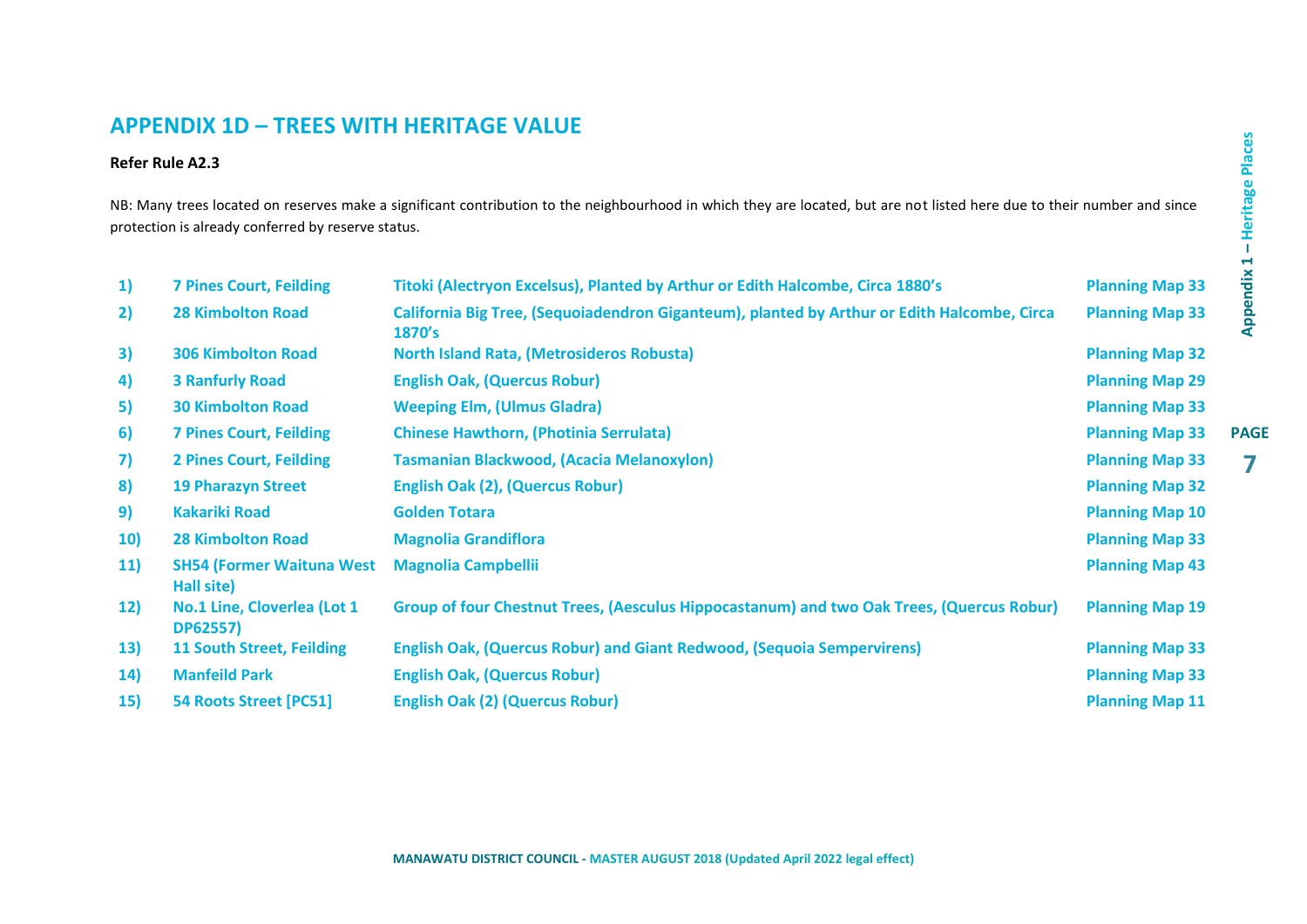# APPENDIX 1D – TREES WITH HERITAGE VALUE

**Refer Rule A2.3**

NB: Many trees located on reserves make a significant contribution to the neighbourhood in which they are located, but are not listed here due to their number and since protection is already conferred by reserve status.

| | | | |
|---|---|---|---|
| **1)** | **7 Pines Court, Feilding** | **Titoki (Alectryon Excelsus), Planted by Arthur or Edith Halcombe, Circa 1880's** | **Planning Map 33** |
| **2)** | **28 Kimbolton Road** | **California Big Tree, (Sequoiadendron Giganteum), planted by Arthur or Edith Halcombe, Circa 1870's** | **Planning Map 33** |
| **3)** | **306 Kimbolton Road** | **North Island Rata, (Metrosideros Robusta)** | **Planning Map 32** |
| **4)** | **3 Ranfurly Road** | **English Oak, (Quercus Robur)** | **Planning Map 29** |
| **5)** | **30 Kimbolton Road** | **Weeping Elm, (Ulmus Gladra)** | **Planning Map 33** |
| **6)** | **7 Pines Court, Feilding** | **Chinese Hawthorn, (Photinia Serrulata)** | **Planning Map 33** |
| **7)** | **2 Pines Court, Feilding** | **Tasmanian Blackwood, (Acacia Melanoxylon)** | **Planning Map 33** |
| **8)** | **19 Pharazyn Street** | **English Oak (2), (Quercus Robur)** | **Planning Map 32** |
| **9)** | **Kakariki Road** | **Golden Totara** | **Planning Map 10** |
| **10)** | **28 Kimbolton Road** | **Magnolia Grandiflora** | **Planning Map 33** |
| **11)** | **SH54 (Former Waituna West Hall site)** | **Magnolia Campbellii** | **Planning Map 43** |
| **12)** | **No.1 Line, Cloverlea (Lot 1 DP62557)** | **Group of four Chestnut Trees, (Aesculus Hippocastanum) and two Oak Trees, (Quercus Robur)** | **Planning Map 19** |
| **13)** | **11 South Street, Feilding** | **English Oak, (Quercus Robur) and Giant Redwood, (Sequoia Sempervirens)** | **Planning Map 33** |
| **14)** | **Manfeild Park** | **English Oak, (Quercus Robur)** | **Planning Map 33** |
| **15)** | **54 Roots Street [PC51]** | **English Oak (2) (Quercus Robur)** | **Planning Map 11** |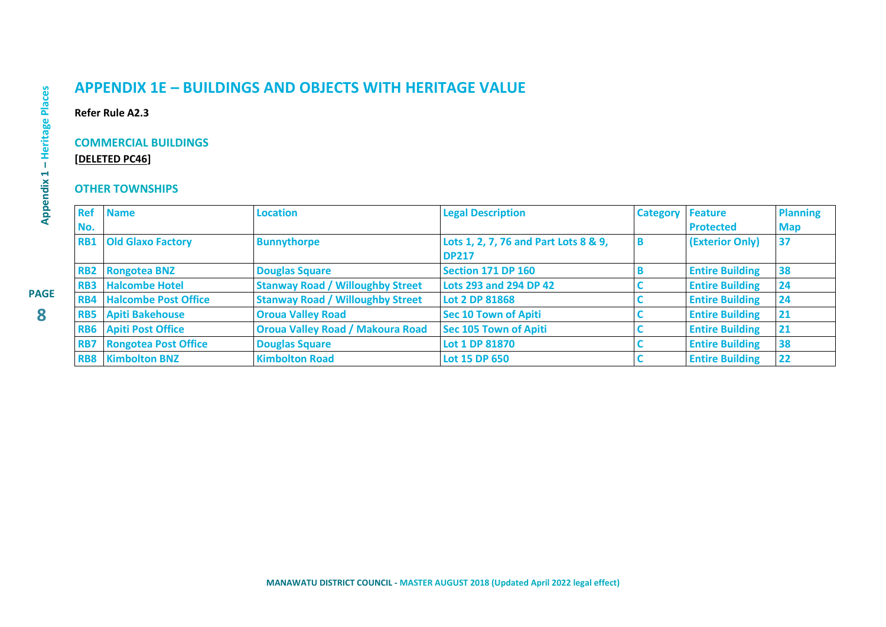# APPENDIX 1E – BUILDINGS AND OBJECTS WITH HERITAGE VALUE

**Refer Rule A2.3**

## COMMERCIAL BUILDINGS

**[DELETED PC46]**

## OTHER TOWNSHIPS

| Ref No. | Name | Location | Legal Description | Category | Feature Protected | Planning Map |
|---|---|---|---|---|---|---|
| RB1 | Old Glaxo Factory | Bunnythorpe | Lots 1, 2, 7, 76 and Part Lots 8 & 9, DP217 | B | (Exterior Only) | 37 |
| RB2 | Rongotea BNZ | Douglas Square | Section 171 DP 160 | B | Entire Building | 38 |
| RB3 | Halcombe Hotel | Stanway Road / Willoughby Street | Lots 293 and 294 DP 42 | C | Entire Building | 24 |
| RB4 | Halcombe Post Office | Stanway Road / Willoughby Street | Lot 2 DP 81868 | C | Entire Building | 24 |
| RB5 | Apiti Bakehouse | Oroua Valley Road | Sec 10 Town of Apiti | C | Entire Building | 21 |
| RB6 | Apiti Post Office | Oroua Valley Road / Makoura Road | Sec 105 Town of Apiti | C | Entire Building | 21 |
| RB7 | Rongotea Post Office | Douglas Square | Lot 1 DP 81870 | C | Entire Building | 38 |
| RB8 | Kimbolton BNZ | Kimbolton Road | Lot 15 DP 650 | C | Entire Building | 22 |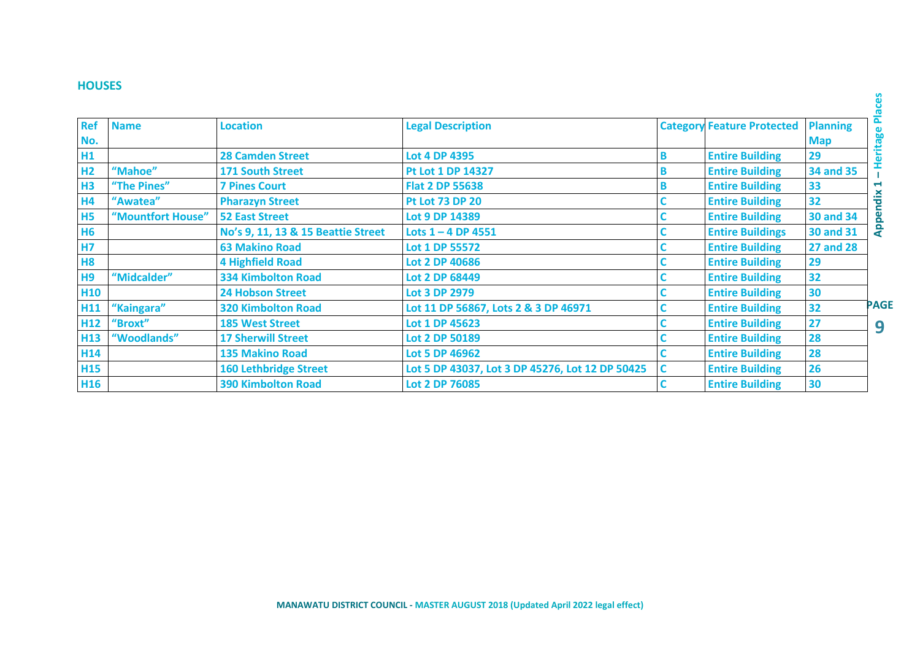## HOUSES

| Ref No. | Name | Location | Legal Description | Category | Feature Protected | Planning Map |
|---|---|---|---|---|---|---|
| H1 | | 28 Camden Street | Lot 4 DP 4395 | B | Entire Building | 29 |
| H2 | "Mahoe" | 171 South Street | Pt Lot 1 DP 14327 | B | Entire Building | 34 and 35 |
| H3 | "The Pines" | 7 Pines Court | Flat 2 DP 55638 | B | Entire Building | 33 |
| H4 | "Awatea" | Pharazyn Street | Pt Lot 73 DP 20 | C | Entire Building | 32 |
| H5 | "Mountfort House" | 52 East Street | Lot 9 DP 14389 | C | Entire Building | 30 and 34 |
| H6 | | No's 9, 11, 13 & 15 Beattie Street | Lots 1 – 4 DP 4551 | C | Entire Buildings | 30 and 31 |
| H7 | | 63 Makino Road | Lot 1 DP 55572 | C | Entire Building | 27 and 28 |
| H8 | | 4 Highfield Road | Lot 2 DP 40686 | C | Entire Building | 29 |
| H9 | "Midcalder" | 334 Kimbolton Road | Lot 2 DP 68449 | C | Entire Building | 32 |
| H10 | | 24 Hobson Street | Lot 3 DP 2979 | C | Entire Building | 30 |
| H11 | "Kaingara" | 320 Kimbolton Road | Lot 11 DP 56867, Lots 2 & 3 DP 46971 | C | Entire Building | 32 |
| H12 | "Broxt" | 185 West Street | Lot 1 DP 45623 | C | Entire Building | 27 |
| H13 | "Woodlands" | 17 Sherwill Street | Lot 2 DP 50189 | C | Entire Building | 28 |
| H14 | | 135 Makino Road | Lot 5 DP 46962 | C | Entire Building | 28 |
| H15 | | 160 Lethbridge Street | Lot 5 DP 43037, Lot 3 DP 45276, Lot 12 DP 50425 | C | Entire Building | 26 |
| H16 | | 390 Kimbolton Road | Lot 2 DP 76085 | C | Entire Building | 30 |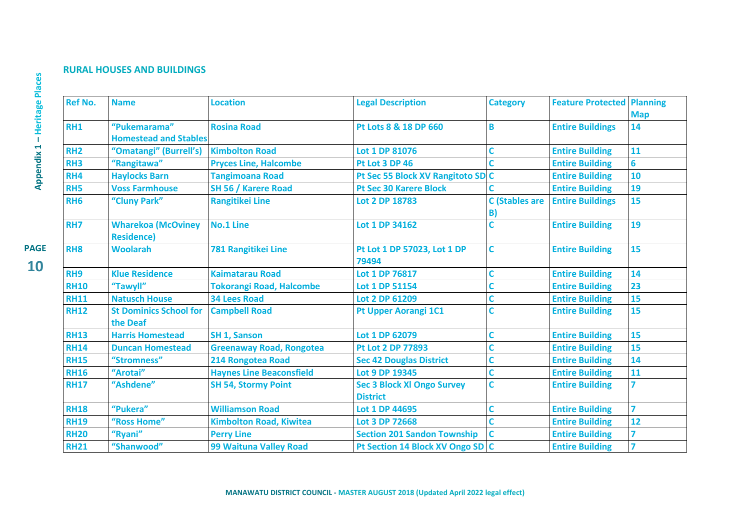## RURAL HOUSES AND BUILDINGS

| Ref No. | Name | Location | Legal Description | Category | Feature Protected | Planning Map |
|---|---|---|---|---|---|---|
| RH1 | "Pukemarama" Homestead and Stables | Rosina Road | Pt Lots 8 & 18 DP 660 | B | Entire Buildings | 14 |
| RH2 | "Omatangi" (Burrell's) | Kimbolton Road | Lot 1 DP 81076 | C | Entire Building | 11 |
| RH3 | "Rangitawa" | Pryces Line, Halcombe | Pt Lot 3 DP 46 | C | Entire Building | 6 |
| RH4 | Haylocks Barn | Tangimoana Road | Pt Sec 55 Block XV Rangitoto SD | C | Entire Building | 10 |
| RH5 | Voss Farmhouse | SH 56 / Karere Road | Pt Sec 30 Karere Block | C | Entire Building | 19 |
| RH6 | "Cluny Park" | Rangitikei Line | Lot 2 DP 18783 | C (Stables are B) | Entire Buildings | 15 |
| RH7 | Wharekoa (McOviney Residence) | No.1 Line | Lot 1 DP 34162 | C | Entire Building | 19 |
| RH8 | Woolarah | 781 Rangitikei Line | Pt Lot 1 DP 57023, Lot 1 DP 79494 | C | Entire Building | 15 |
| RH9 | Klue Residence | Kaimatarau Road | Lot 1 DP 76817 | C | Entire Building | 14 |
| RH10 | "Tawyll" | Tokorangi Road, Halcombe | Lot 1 DP 51154 | C | Entire Building | 23 |
| RH11 | Natusch House | 34 Lees Road | Lot 2 DP 61209 | C | Entire Building | 15 |
| RH12 | St Dominics School for the Deaf | Campbell Road | Pt Upper Aorangi 1C1 | C | Entire Building | 15 |
| RH13 | Harris Homestead | SH 1, Sanson | Lot 1 DP 62079 | C | Entire Building | 15 |
| RH14 | Duncan Homestead | Greenaway Road, Rongotea | Pt Lot 2 DP 77893 | C | Entire Building | 15 |
| RH15 | "Stromness" | 214 Rongotea Road | Sec 42 Douglas District | C | Entire Building | 14 |
| RH16 | "Arotai" | Haynes Line Beaconsfield | Lot 9 DP 19345 | C | Entire Building | 11 |
| RH17 | "Ashdene" | SH 54, Stormy Point | Sec 3 Block Xl Ongo Survey District | C | Entire Building | 7 |
| RH18 | "Pukera" | Williamson Road | Lot 1 DP 44695 | C | Entire Building | 7 |
| RH19 | "Ross Home" | Kimbolton Road, Kiwitea | Lot 3 DP 72668 | C | Entire Building | 12 |
| RH20 | "Ryani" | Perry Line | Section 201 Sandon Township | C | Entire Building | 7 |
| RH21 | "Shanwood" | 99 Waituna Valley Road | Pt Section 14 Block XV Ongo SD | C | Entire Building | 7 |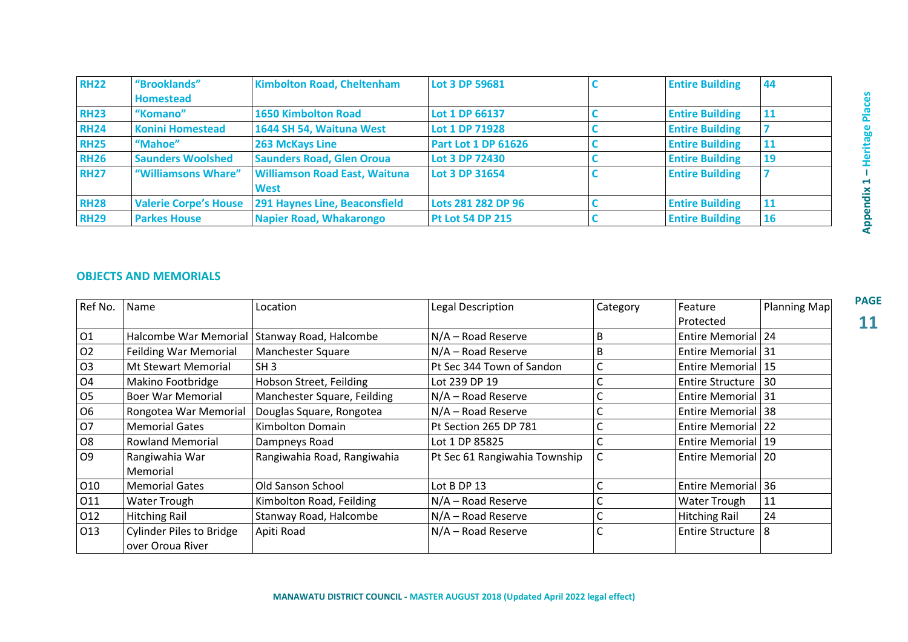| RH22 | "Brooklands" Homestead | Kimbolton Road, Cheltenham | Lot 3 DP 59681 | C | Entire Building | 44 |
|---|---|---|---|---|---|---|
| RH23 | "Komano" | 1650 Kimbolton Road | Lot 1 DP 66137 | C | Entire Building | 11 |
| RH24 | Konini Homestead | 1644 SH 54, Waituna West | Lot 1 DP 71928 | C | Entire Building | 7 |
| RH25 | "Mahoe" | 263 McKays Line | Part Lot 1 DP 61626 | C | Entire Building | 11 |
| RH26 | Saunders Woolshed | Saunders Road, Glen Oroua | Lot 3 DP 72430 | C | Entire Building | 19 |
| RH27 | "Williamsons Whare" | Williamson Road East, Waituna West | Lot 3 DP 31654 | C | Entire Building | 7 |
| RH28 | Valerie Corpe's House | 291 Haynes Line, Beaconsfield | Lots 281 282 DP 96 | C | Entire Building | 11 |
| RH29 | Parkes House | Napier Road, Whakarongo | Pt Lot 54 DP 215 | C | Entire Building | 16 |

## OBJECTS AND MEMORIALS

| Ref No. | Name | Location | Legal Description | Category | Feature Protected | Planning Map |
|---|---|---|---|---|---|---|
| O1 | Halcombe War Memorial | Stanway Road, Halcombe | N/A – Road Reserve | B | Entire Memorial | 24 |
| O2 | Feilding War Memorial | Manchester Square | N/A – Road Reserve | B | Entire Memorial | 31 |
| O3 | Mt Stewart Memorial | SH 3 | Pt Sec 344 Town of Sandon | C | Entire Memorial | 15 |
| O4 | Makino Footbridge | Hobson Street, Feilding | Lot 239 DP 19 | C | Entire Structure | 30 |
| O5 | Boer War Memorial | Manchester Square, Feilding | N/A – Road Reserve | C | Entire Memorial | 31 |
| O6 | Rongotea War Memorial | Douglas Square, Rongotea | N/A – Road Reserve | C | Entire Memorial | 38 |
| O7 | Memorial Gates | Kimbolton Domain | Pt Section 265 DP 781 | C | Entire Memorial | 22 |
| O8 | Rowland Memorial | Dampneys Road | Lot 1 DP 85825 | C | Entire Memorial | 19 |
| O9 | Rangiwahia War Memorial | Rangiwahia Road, Rangiwahia | Pt Sec 61 Rangiwahia Township | C | Entire Memorial | 20 |
| O10 | Memorial Gates | Old Sanson School | Lot B DP 13 | C | Entire Memorial | 36 |
| O11 | Water Trough | Kimbolton Road, Feilding | N/A – Road Reserve | C | Water Trough | 11 |
| O12 | Hitching Rail | Stanway Road, Halcombe | N/A – Road Reserve | C | Hitching Rail | 24 |
| O13 | Cylinder Piles to Bridge over Oroua River | Apiti Road | N/A – Road Reserve | C | Entire Structure | 8 |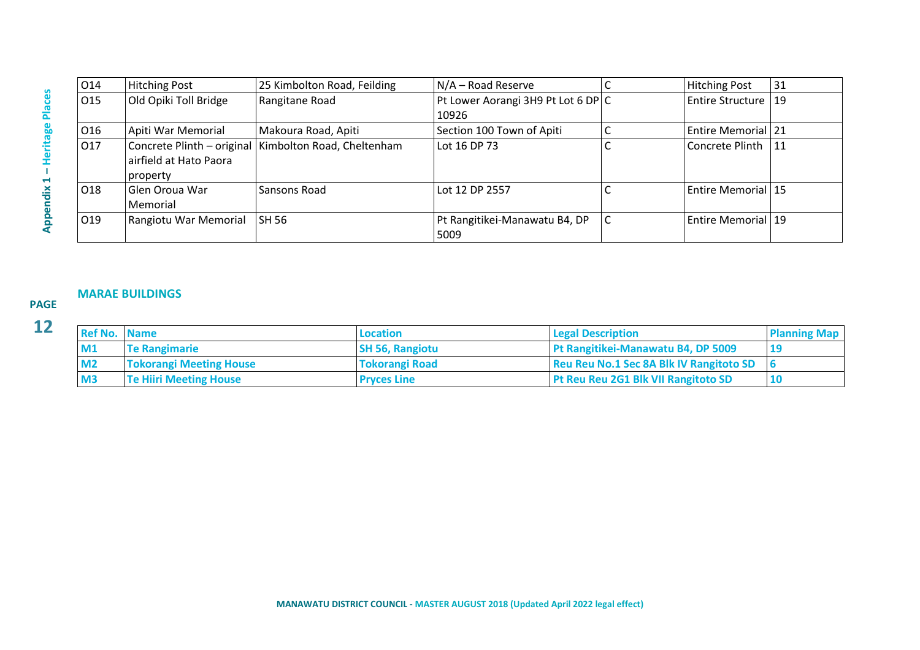| O14 | Hitching Post | 25 Kimbolton Road, Feilding | N/A – Road Reserve | C | Hitching Post | 31 |
|---|---|---|---|---|---|---|
| O15 | Old Opiki Toll Bridge | Rangitane Road | Pt Lower Aorangi 3H9 Pt Lot 6 DP 10926 | C | Entire Structure | 19 |
| O16 | Apiti War Memorial | Makoura Road, Apiti | Section 100 Town of Apiti | C | Entire Memorial | 21 |
| O17 | Concrete Plinth – original airfield at Hato Paora property | Kimbolton Road, Cheltenham | Lot 16 DP 73 | C | Concrete Plinth | 11 |
| O18 | Glen Oroua War Memorial | Sansons Road | Lot 12 DP 2557 | C | Entire Memorial | 15 |
| O19 | Rangiotu War Memorial | SH 56 | Pt Rangitikei-Manawatu B4, DP 5009 | C | Entire Memorial | 19 |

## MARAE BUILDINGS

| Ref No. | Name | Location | Legal Description | Planning Map |
|---|---|---|---|---|
| M1 | Te Rangimarie | SH 56, Rangiotu | Pt Rangitikei-Manawatu B4, DP 5009 | 19 |
| M2 | Tokorangi Meeting House | Tokorangi Road | Reu Reu No.1 Sec 8A Blk IV Rangitoto SD | 6 |
| M3 | Te Hiiri Meeting House | Pryces Line | Pt Reu Reu 2G1 Blk VII Rangitoto SD | 10 |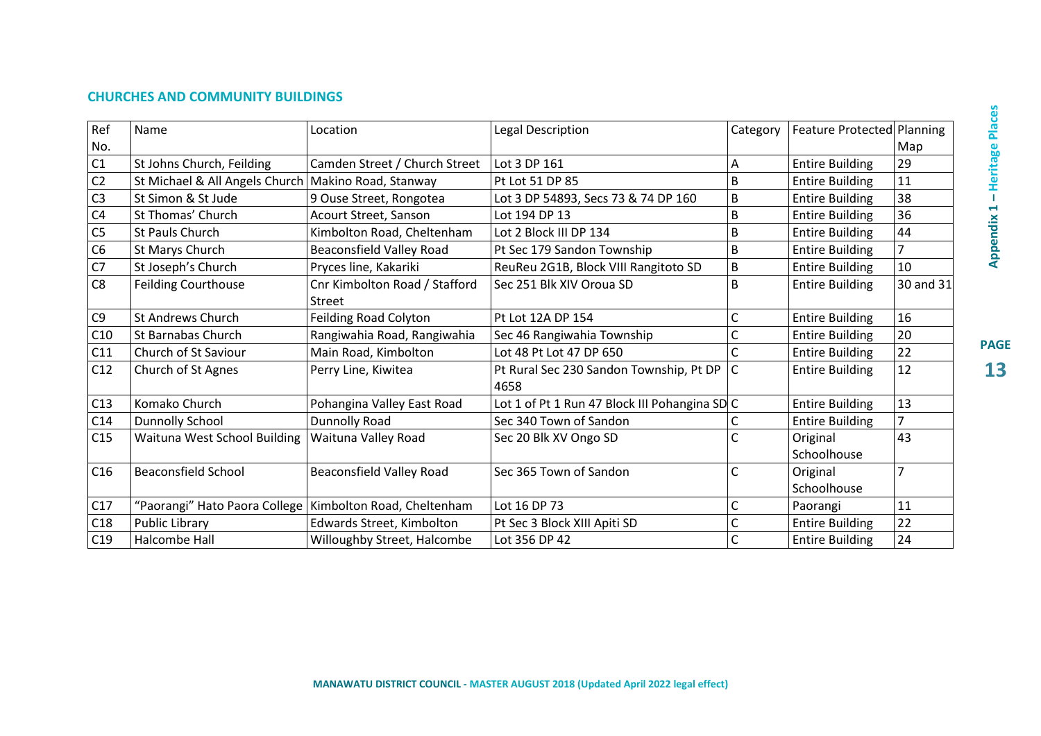## CHURCHES AND COMMUNITY BUILDINGS

| Ref No. | Name | Location | Legal Description | Category | Feature Protected | Planning Map |
|---|---|---|---|---|---|---|
| C1 | St Johns Church, Feilding | Camden Street / Church Street | Lot 3 DP 161 | A | Entire Building | 29 |
| C2 | St Michael & All Angels Church | Makino Road, Stanway | Pt Lot 51 DP 85 | B | Entire Building | 11 |
| C3 | St Simon & St Jude | 9 Ouse Street, Rongotea | Lot 3 DP 54893, Secs 73 & 74 DP 160 | B | Entire Building | 38 |
| C4 | St Thomas' Church | Acourt Street, Sanson | Lot 194 DP 13 | B | Entire Building | 36 |
| C5 | St Pauls Church | Kimbolton Road, Cheltenham | Lot 2 Block III DP 134 | B | Entire Building | 44 |
| C6 | St Marys Church | Beaconsfield Valley Road | Pt Sec 179 Sandon Township | B | Entire Building | 7 |
| C7 | St Joseph's Church | Pryces line, Kakariki | ReuReu 2G1B, Block VIII Rangitoto SD | B | Entire Building | 10 |
| C8 | Feilding Courthouse | Cnr Kimbolton Road / Stafford Street | Sec 251 Blk XIV Oroua SD | B | Entire Building | 30 and 31 |
| C9 | St Andrews Church | Feilding Road Colyton | Pt Lot 12A DP 154 | C | Entire Building | 16 |
| C10 | St Barnabas Church | Rangiwahia Road, Rangiwahia | Sec 46 Rangiwahia Township | C | Entire Building | 20 |
| C11 | Church of St Saviour | Main Road, Kimbolton | Lot 48 Pt Lot 47 DP 650 | C | Entire Building | 22 |
| C12 | Church of St Agnes | Perry Line, Kiwitea | Pt Rural Sec 230 Sandon Township, Pt DP 4658 | C | Entire Building | 12 |
| C13 | Komako Church | Pohangina Valley East Road | Lot 1 of Pt 1 Run 47 Block III Pohangina SD | C | Entire Building | 13 |
| C14 | Dunnolly School | Dunnolly Road | Sec 340 Town of Sandon | C | Entire Building | 7 |
| C15 | Waituna West School Building | Waituna Valley Road | Sec 20 Blk XV Ongo SD | C | Original Schoolhouse | 43 |
| C16 | Beaconsfield School | Beaconsfield Valley Road | Sec 365 Town of Sandon | C | Original Schoolhouse | 7 |
| C17 | "Paorangi" Hato Paora College | Kimbolton Road, Cheltenham | Lot 16 DP 73 | C | Paorangi | 11 |
| C18 | Public Library | Edwards Street, Kimbolton | Pt Sec 3 Block XIII Apiti SD | C | Entire Building | 22 |
| C19 | Halcombe Hall | Willoughby Street, Halcombe | Lot 356 DP 42 | C | Entire Building | 24 |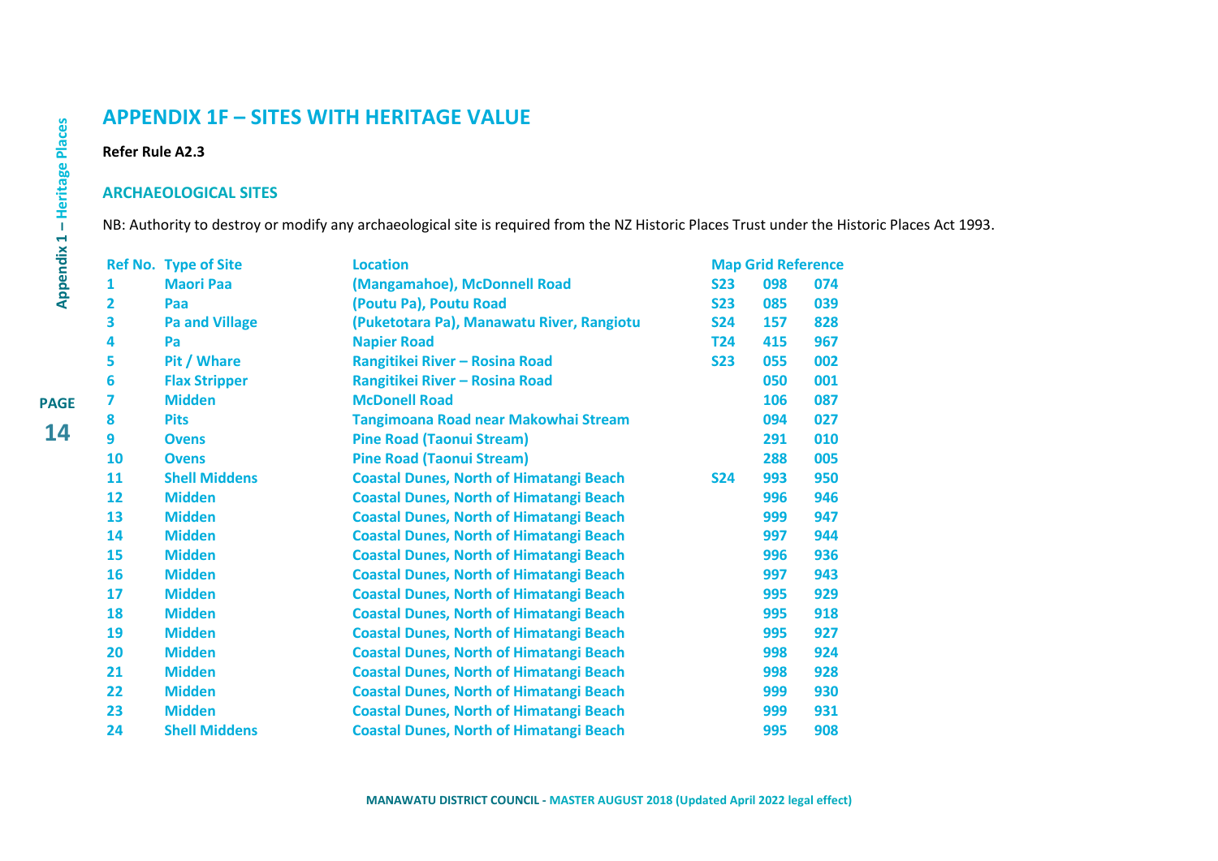## APPENDIX 1F – SITES WITH HERITAGE VALUE

**Refer Rule A2.3**

### ARCHAEOLOGICAL SITES

NB: Authority to destroy or modify any archaeological site is required from the NZ Historic Places Trust under the Historic Places Act 1993.

| Ref No. | Type of Site | Location | Map Grid Reference | | |
|---|---|---|---|---|---|
| 1 | Maori Paa | (Mangamahoe), McDonnell Road | S23 | 098 | 074 |
| 2 | Paa | (Poutu Pa), Poutu Road | S23 | 085 | 039 |
| 3 | Pa and Village | (Puketotara Pa), Manawatu River, Rangiotu | S24 | 157 | 828 |
| 4 | Pa | Napier Road | T24 | 415 | 967 |
| 5 | Pit / Whare | Rangitikei River – Rosina Road | S23 | 055 | 002 |
| 6 | Flax Stripper | Rangitikei River – Rosina Road | | 050 | 001 |
| 7 | Midden | McDonell Road | | 106 | 087 |
| 8 | Pits | Tangimoana Road near Makowhai Stream | | 094 | 027 |
| 9 | Ovens | Pine Road (Taonui Stream) | | 291 | 010 |
| 10 | Ovens | Pine Road (Taonui Stream) | | 288 | 005 |
| 11 | Shell Middens | Coastal Dunes, North of Himatangi Beach | S24 | 993 | 950 |
| 12 | Midden | Coastal Dunes, North of Himatangi Beach | | 996 | 946 |
| 13 | Midden | Coastal Dunes, North of Himatangi Beach | | 999 | 947 |
| 14 | Midden | Coastal Dunes, North of Himatangi Beach | | 997 | 944 |
| 15 | Midden | Coastal Dunes, North of Himatangi Beach | | 996 | 936 |
| 16 | Midden | Coastal Dunes, North of Himatangi Beach | | 997 | 943 |
| 17 | Midden | Coastal Dunes, North of Himatangi Beach | | 995 | 929 |
| 18 | Midden | Coastal Dunes, North of Himatangi Beach | | 995 | 918 |
| 19 | Midden | Coastal Dunes, North of Himatangi Beach | | 995 | 927 |
| 20 | Midden | Coastal Dunes, North of Himatangi Beach | | 998 | 924 |
| 21 | Midden | Coastal Dunes, North of Himatangi Beach | | 998 | 928 |
| 22 | Midden | Coastal Dunes, North of Himatangi Beach | | 999 | 930 |
| 23 | Midden | Coastal Dunes, North of Himatangi Beach | | 999 | 931 |
| 24 | Shell Middens | Coastal Dunes, North of Himatangi Beach | | 995 | 908 |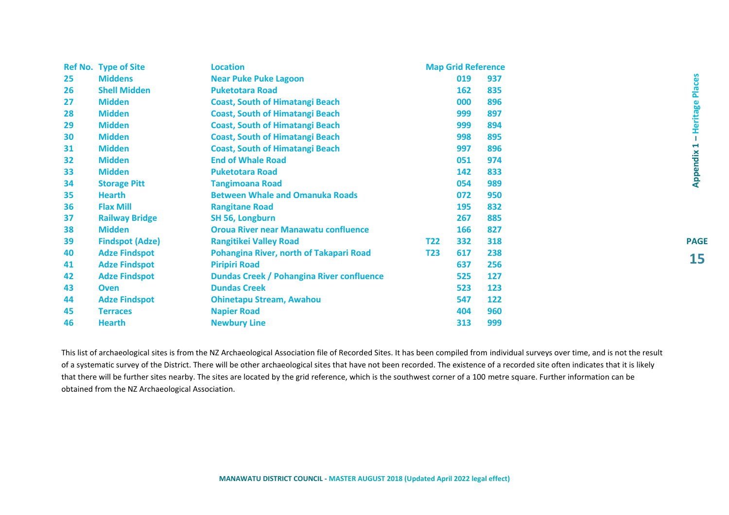| Ref No. | Type of Site | Location | Map Grid Reference | | |
|---|---|---|---|---|---|
| 25 | Middens | Near Puke Puke Lagoon | | 019 | 937 |
| 26 | Shell Midden | Puketotara Road | | 162 | 835 |
| 27 | Midden | Coast, South of Himatangi Beach | | 000 | 896 |
| 28 | Midden | Coast, South of Himatangi Beach | | 999 | 897 |
| 29 | Midden | Coast, South of Himatangi Beach | | 999 | 894 |
| 30 | Midden | Coast, South of Himatangi Beach | | 998 | 895 |
| 31 | Midden | Coast, South of Himatangi Beach | | 997 | 896 |
| 32 | Midden | End of Whale Road | | 051 | 974 |
| 33 | Midden | Puketotara Road | | 142 | 833 |
| 34 | Storage Pitt | Tangimoana Road | | 054 | 989 |
| 35 | Hearth | Between Whale and Omanuka Roads | | 072 | 950 |
| 36 | Flax Mill | Rangitane Road | | 195 | 832 |
| 37 | Railway Bridge | SH 56, Longburn | | 267 | 885 |
| 38 | Midden | Oroua River near Manawatu confluence | | 166 | 827 |
| 39 | Findspot (Adze) | Rangitikei Valley Road | T22 | 332 | 318 |
| 40 | Adze Findspot | Pohangina River, north of Takapari Road | T23 | 617 | 238 |
| 41 | Adze Findspot | Piripiri Road | | 637 | 256 |
| 42 | Adze Findspot | Dundas Creek / Pohangina River confluence | | 525 | 127 |
| 43 | Oven | Dundas Creek | | 523 | 123 |
| 44 | Adze Findspot | Ohinetapu Stream, Awahou | | 547 | 122 |
| 45 | Terraces | Napier Road | | 404 | 960 |
| 46 | Hearth | Newbury Line | | 313 | 999 |

This list of archaeological sites is from the NZ Archaeological Association file of Recorded Sites. It has been compiled from individual surveys over time, and is not the result of a systematic survey of the District. There will be other archaeological sites that have not been recorded. The existence of a recorded site often indicates that it is likely that there will be further sites nearby. The sites are located by the grid reference, which is the southwest corner of a 100 metre square. Further information can be obtained from the NZ Archaeological Association.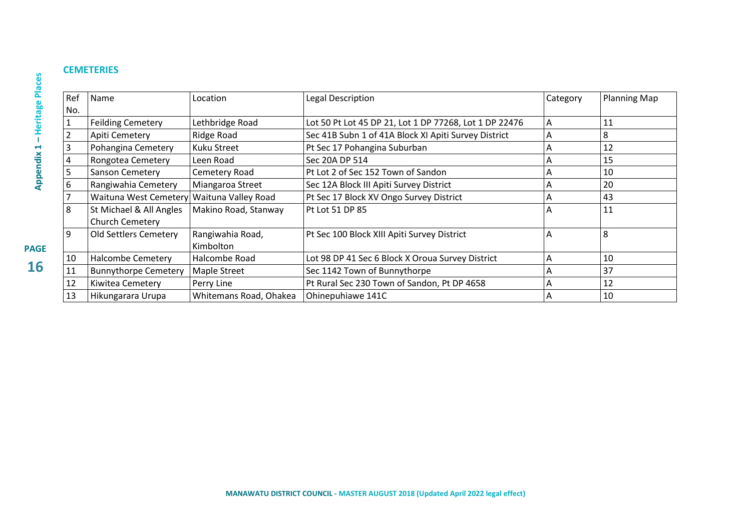## CEMETERIES

| Ref No. | Name | Location | Legal Description | Category | Planning Map |
|---|---|---|---|---|---|
| 1 | Feilding Cemetery | Lethbridge Road | Lot 50 Pt Lot 45 DP 21, Lot 1 DP 77268, Lot 1 DP 22476 | A | 11 |
| 2 | Apiti Cemetery | Ridge Road | Sec 41B Subn 1 of 41A Block XI Apiti Survey District | A | 8 |
| 3 | Pohangina Cemetery | Kuku Street | Pt Sec 17 Pohangina Suburban | A | 12 |
| 4 | Rongotea Cemetery | Leen Road | Sec 20A DP 514 | A | 15 |
| 5 | Sanson Cemetery | Cemetery Road | Pt Lot 2 of Sec 152 Town of Sandon | A | 10 |
| 6 | Rangiwahia Cemetery | Miangaroa Street | Sec 12A Block III Apiti Survey District | A | 20 |
| 7 | Waituna West Cemetery | Waituna Valley Road | Pt Sec 17 Block XV Ongo Survey District | A | 43 |
| 8 | St Michael & All Angles Church Cemetery | Makino Road, Stanway | Pt Lot 51 DP 85 | A | 11 |
| 9 | Old Settlers Cemetery | Rangiwahia Road, Kimbolton | Pt Sec 100 Block XIII Apiti Survey District | A | 8 |
| 10 | Halcombe Cemetery | Halcombe Road | Lot 98 DP 41 Sec 6 Block X Oroua Survey District | A | 10 |
| 11 | Bunnythorpe Cemetery | Maple Street | Sec 1142 Town of Bunnythorpe | A | 37 |
| 12 | Kiwitea Cemetery | Perry Line | Pt Rural Sec 230 Town of Sandon, Pt DP 4658 | A | 12 |
| 13 | Hikungarara Urupa | Whitemans Road, Ohakea | Ohinepuhiawe 141C | A | 10 |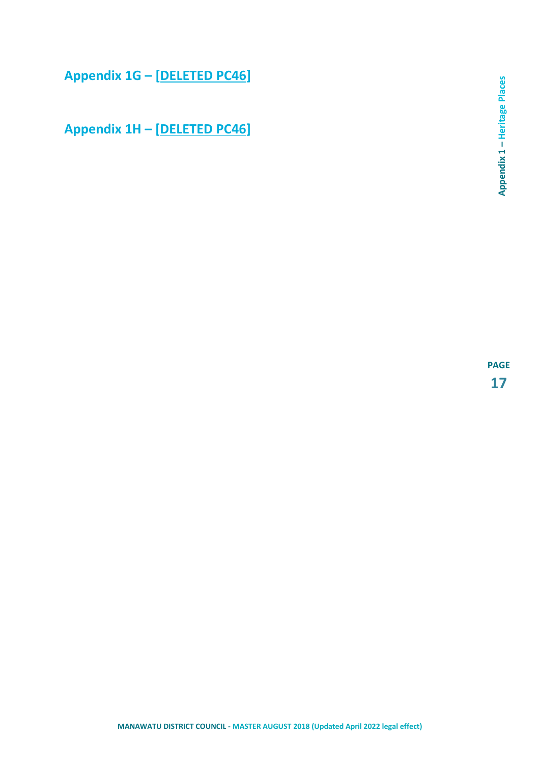## Appendix 1G – [DELETED PC46]

## Appendix 1H – [DELETED PC46]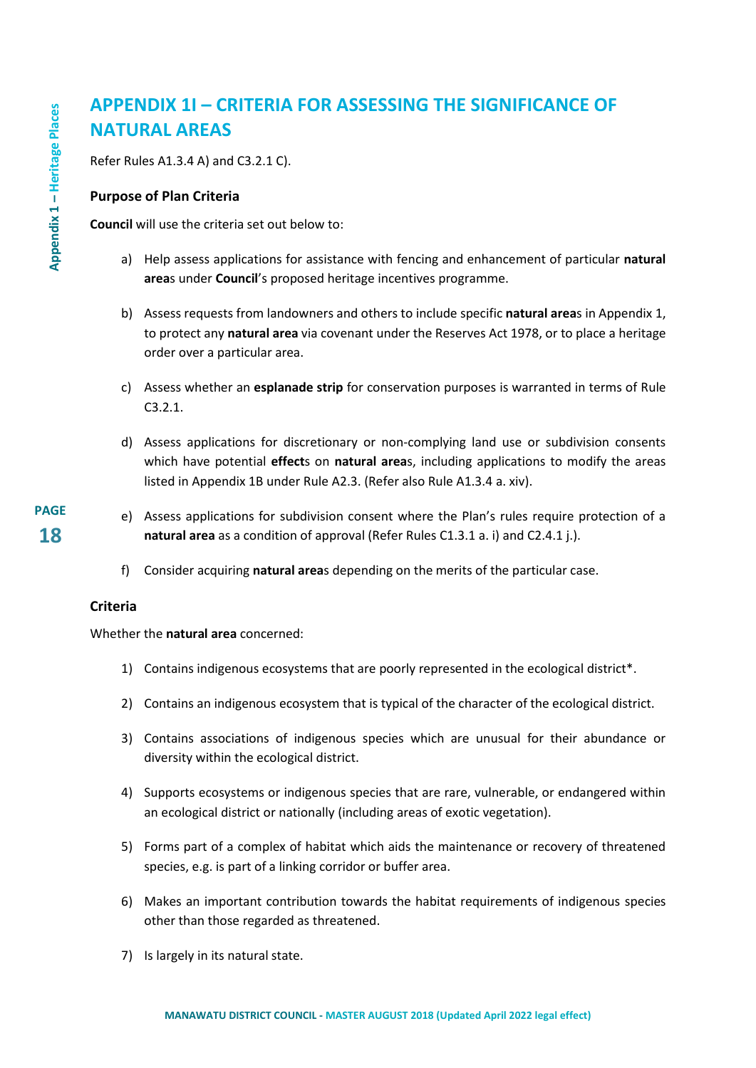# APPENDIX 1I – CRITERIA FOR ASSESSING THE SIGNIFICANCE OF NATURAL AREAS

Refer Rules A1.3.4 A) and C3.2.1 C).

### Purpose of Plan Criteria

**Council** will use the criteria set out below to:

a) Help assess applications for assistance with fencing and enhancement of particular **natural area**s under **Council**'s proposed heritage incentives programme.

b) Assess requests from landowners and others to include specific **natural area**s in Appendix 1, to protect any **natural area** via covenant under the Reserves Act 1978, or to place a heritage order over a particular area.

c) Assess whether an **esplanade strip** for conservation purposes is warranted in terms of Rule C3.2.1.

d) Assess applications for discretionary or non-complying land use or subdivision consents which have potential **effect**s on **natural area**s, including applications to modify the areas listed in Appendix 1B under Rule A2.3. (Refer also Rule A1.3.4 a. xiv).

e) Assess applications for subdivision consent where the Plan's rules require protection of a **natural area** as a condition of approval (Refer Rules C1.3.1 a. i) and C2.4.1 j.).

f) Consider acquiring **natural area**s depending on the merits of the particular case.

### Criteria

Whether the **natural area** concerned:

1) Contains indigenous ecosystems that are poorly represented in the ecological district*.

2) Contains an indigenous ecosystem that is typical of the character of the ecological district.

3) Contains associations of indigenous species which are unusual for their abundance or diversity within the ecological district.

4) Supports ecosystems or indigenous species that are rare, vulnerable, or endangered within an ecological district or nationally (including areas of exotic vegetation).

5) Forms part of a complex of habitat which aids the maintenance or recovery of threatened species, e.g. is part of a linking corridor or buffer area.

6) Makes an important contribution towards the habitat requirements of indigenous species other than those regarded as threatened.

7) Is largely in its natural state.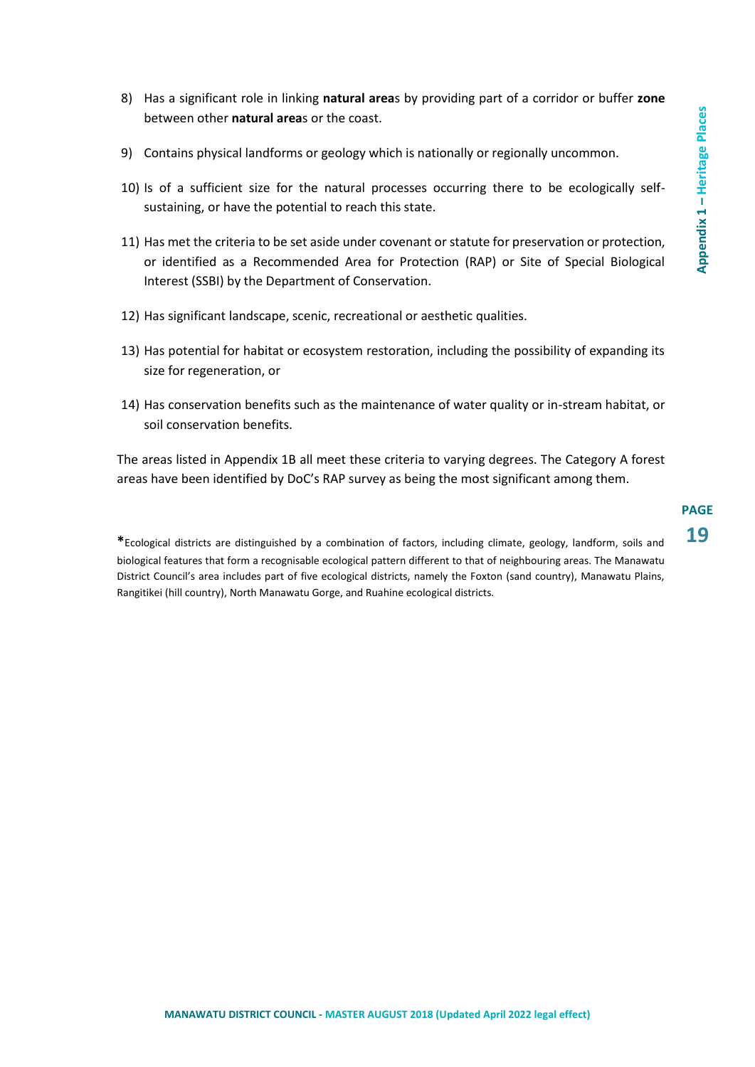8) Has a significant role in linking **natural area**s by providing part of a corridor or buffer **zone** between other **natural area**s or the coast.

9) Contains physical landforms or geology which is nationally or regionally uncommon.

10) Is of a sufficient size for the natural processes occurring there to be ecologically self-sustaining, or have the potential to reach this state.

11) Has met the criteria to be set aside under covenant or statute for preservation or protection, or identified as a Recommended Area for Protection (RAP) or Site of Special Biological Interest (SSBI) by the Department of Conservation.

12) Has significant landscape, scenic, recreational or aesthetic qualities.

13) Has potential for habitat or ecosystem restoration, including the possibility of expanding its size for regeneration, or

14) Has conservation benefits such as the maintenance of water quality or in-stream habitat, or soil conservation benefits.

The areas listed in Appendix 1B all meet these criteria to varying degrees. The Category A forest areas have been identified by DoC's RAP survey as being the most significant among them.

**\***Ecological districts are distinguished by a combination of factors, including climate, geology, landform, soils and biological features that form a recognisable ecological pattern different to that of neighbouring areas. The Manawatu District Council's area includes part of five ecological districts, namely the Foxton (sand country), Manawatu Plains, Rangitikei (hill country), North Manawatu Gorge, and Ruahine ecological districts.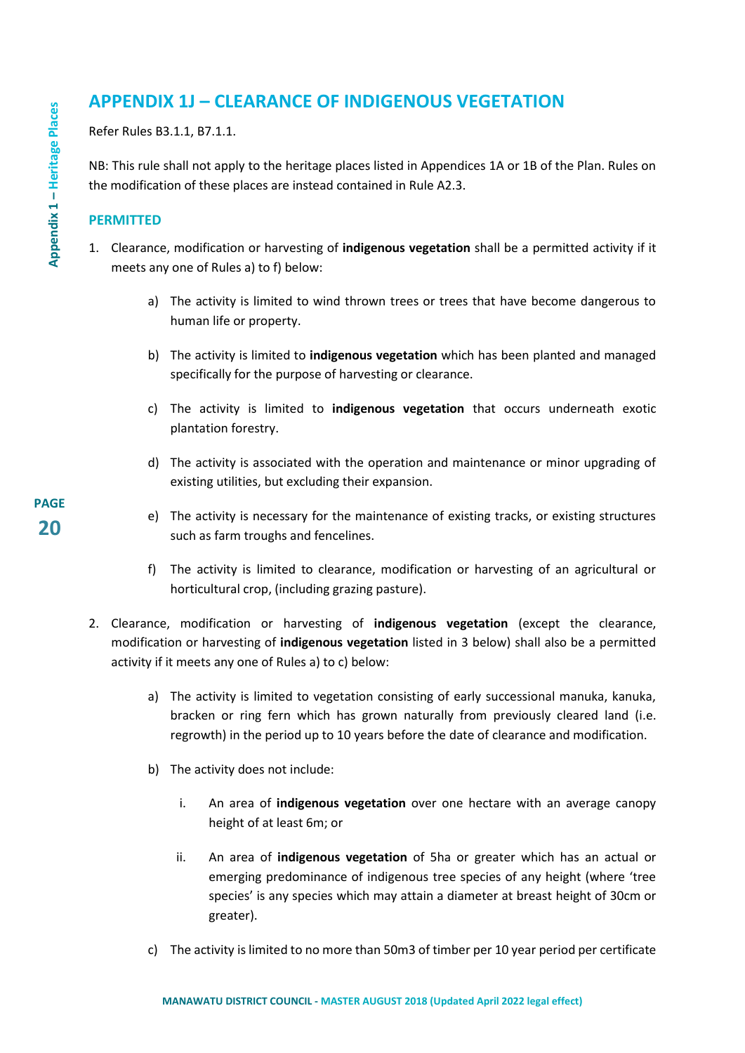# APPENDIX 1J – CLEARANCE OF INDIGENOUS VEGETATION

Refer Rules B3.1.1, B7.1.1.

NB: This rule shall not apply to the heritage places listed in Appendices 1A or 1B of the Plan. Rules on the modification of these places are instead contained in Rule A2.3.

## PERMITTED

1. Clearance, modification or harvesting of **indigenous vegetation** shall be a permitted activity if it meets any one of Rules a) to f) below:

    a) The activity is limited to wind thrown trees or trees that have become dangerous to human life or property.

    b) The activity is limited to **indigenous vegetation** which has been planted and managed specifically for the purpose of harvesting or clearance.

    c) The activity is limited to **indigenous vegetation** that occurs underneath exotic plantation forestry.

    d) The activity is associated with the operation and maintenance or minor upgrading of existing utilities, but excluding their expansion.

    e) The activity is necessary for the maintenance of existing tracks, or existing structures such as farm troughs and fencelines.

    f) The activity is limited to clearance, modification or harvesting of an agricultural or horticultural crop, (including grazing pasture).

2. Clearance, modification or harvesting of **indigenous vegetation** (except the clearance, modification or harvesting of **indigenous vegetation** listed in 3 below) shall also be a permitted activity if it meets any one of Rules a) to c) below:

    a) The activity is limited to vegetation consisting of early successional manuka, kanuka, bracken or ring fern which has grown naturally from previously cleared land (i.e. regrowth) in the period up to 10 years before the date of clearance and modification.

    b) The activity does not include:

        i. An area of **indigenous vegetation** over one hectare with an average canopy height of at least 6m; or

        ii. An area of **indigenous vegetation** of 5ha or greater which has an actual or emerging predominance of indigenous tree species of any height (where 'tree species' is any species which may attain a diameter at breast height of 30cm or greater).

    c) The activity is limited to no more than 50m3 of timber per 10 year period per certificate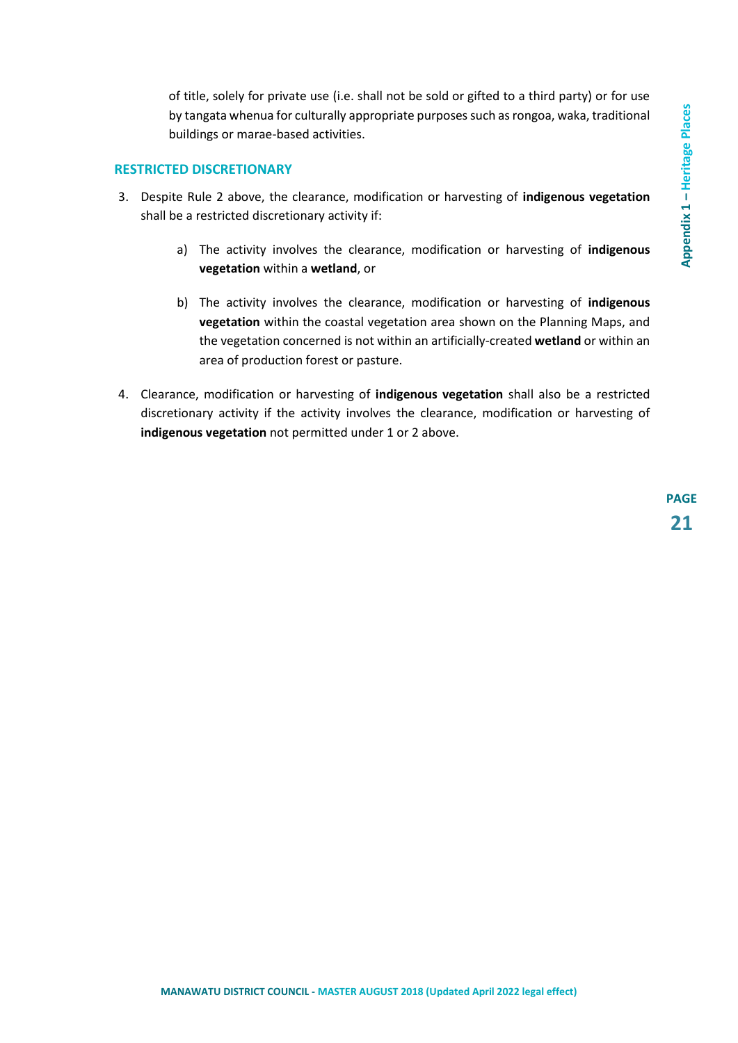of title, solely for private use (i.e. shall not be sold or gifted to a third party) or for use by tangata whenua for culturally appropriate purposes such as rongoa, waka, traditional buildings or marae-based activities.

### RESTRICTED DISCRETIONARY

3. Despite Rule 2 above, the clearance, modification or harvesting of **indigenous vegetation** shall be a restricted discretionary activity if:

    a) The activity involves the clearance, modification or harvesting of **indigenous vegetation** within a **wetland**, or

    b) The activity involves the clearance, modification or harvesting of **indigenous vegetation** within the coastal vegetation area shown on the Planning Maps, and the vegetation concerned is not within an artificially-created **wetland** or within an area of production forest or pasture.

4. Clearance, modification or harvesting of **indigenous vegetation** shall also be a restricted discretionary activity if the activity involves the clearance, modification or harvesting of **indigenous vegetation** not permitted under 1 or 2 above.